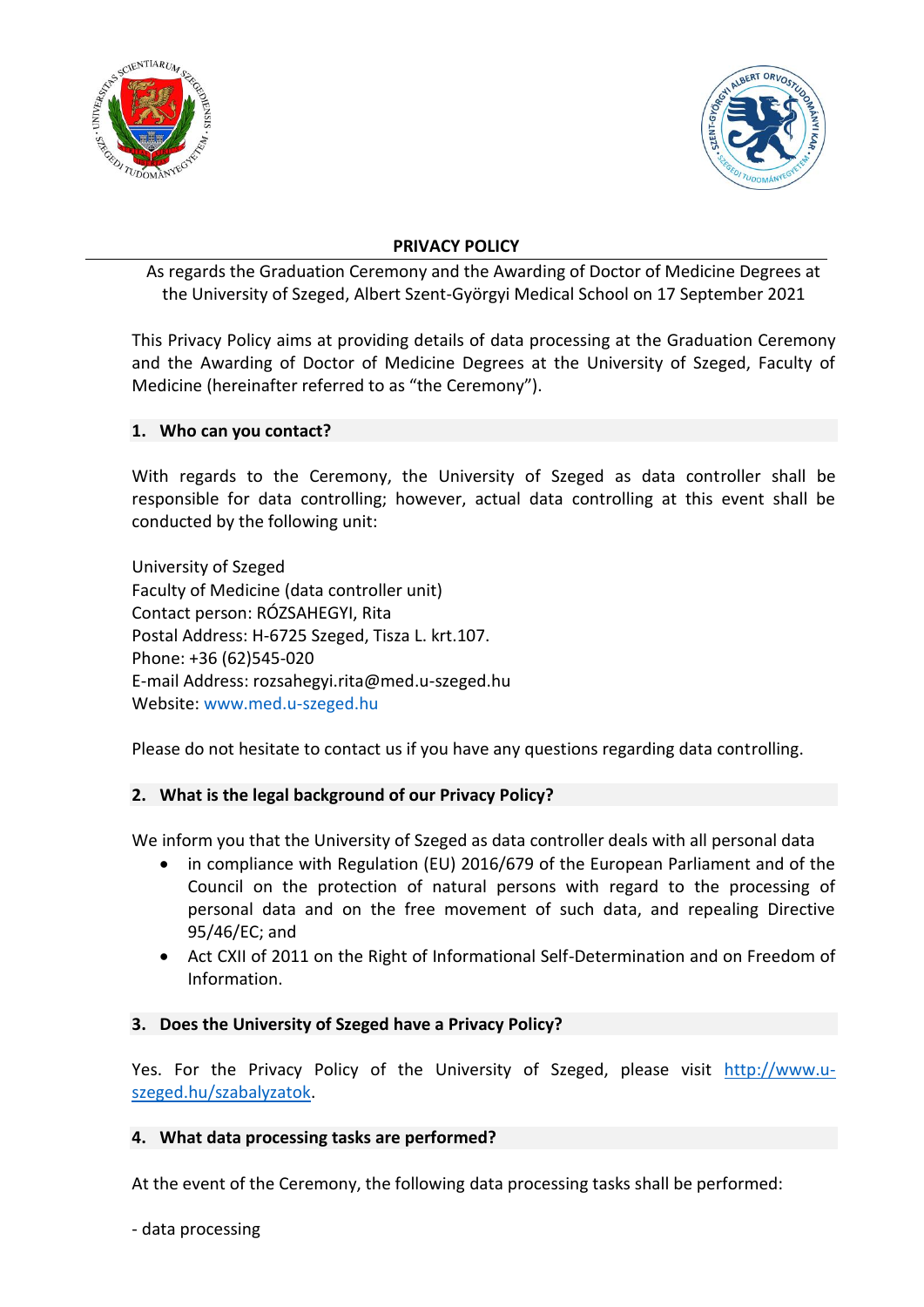# PRIVACY POLICY

As regards the Graduation Ceremony and the Awarding of Doctor of Medicine Degrees at the University of Szeged, Albert Szent-Györgyi Medical School on 17 September 2021

This Privacy Policy aims at providing details of data processing at the Graduation Ceremony and the Awarding of Doctor of Medicine Degrees at the University of Szeged, Faculty of Medicine (hereinafter referred to as "the Ceremony").

## 1. Who can you contact?

With regards to the Ceremony, the University of Szeged as data controller shall be responsible for data controlling; however, actual data controlling at this event shall be conducted by the following unit:

University of Szeged
Faculty of Medicine (data controller unit)
Contact person: RÓZSAHEGYI, Rita
Postal Address: H-6725 Szeged, Tisza L. krt.107.
Phone: +36 (62)545-020
E-mail Address: rozsahegyi.rita@med.u-szeged.hu
Website: www.med.u-szeged.hu

Please do not hesitate to contact us if you have any questions regarding data controlling.

## 2. What is the legal background of our Privacy Policy?

We inform you that the University of Szeged as data controller deals with all personal data

- in compliance with Regulation (EU) 2016/679 of the European Parliament and of the Council on the protection of natural persons with regard to the processing of personal data and on the free movement of such data, and repealing Directive 95/46/EC; and
- Act CXII of 2011 on the Right of Informational Self-Determination and on Freedom of Information.

## 3. Does the University of Szeged have a Privacy Policy?

Yes. For the Privacy Policy of the University of Szeged, please visit http://www.u-szeged.hu/szabalyzatok.

## 4. What data processing tasks are performed?

At the event of the Ceremony, the following data processing tasks shall be performed:

- data processing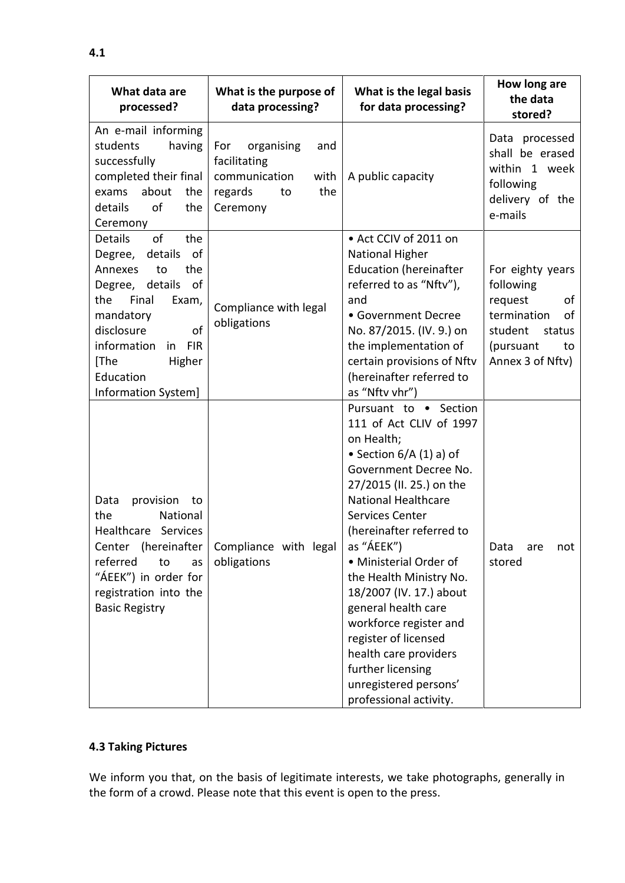**4.1**

| What data are processed? | What is the purpose of data processing? | What is the legal basis for data processing? | How long are the data stored? |
|---|---|---|---|
| An e-mail informing students having successfully completed their final exams about the details of the Ceremony | For organising and facilitating communication with regards to the Ceremony | A public capacity | Data processed shall be erased within 1 week following delivery of the e-mails |
| Details of the Degree, details of Annexes to the Degree, details of the Final Exam, mandatory disclosure of information in FIR [The Higher Education Information System] | Compliance with legal obligations | • Act CCIV of 2011 on National Higher Education (hereinafter referred to as "Nftv"), and<br>• Government Decree No. 87/2015. (IV. 9.) on the implementation of certain provisions of Nftv (hereinafter referred to as "Nftv vhr") | For eighty years following request of termination of student status (pursuant to Annex 3 of Nftv) |
| Data provision to the National Healthcare Services Center (hereinafter referred to as "ÁEEK") in order for registration into the Basic Registry | Compliance with legal obligations | Pursuant to • Section 111 of Act CLIV of 1997 on Health;<br>• Section 6/A (1) a) of Government Decree No. 27/2015 (II. 25.) on the National Healthcare Services Center (hereinafter referred to as "ÁEEK")<br>• Ministerial Order of the Health Ministry No. 18/2007 (IV. 17.) about general health care workforce register and register of licensed health care providers further licensing unregistered persons' professional activity. | Data are not stored |

**4.3 Taking Pictures**

We inform you that, on the basis of legitimate interests, we take photographs, generally in the form of a crowd. Please note that this event is open to the press.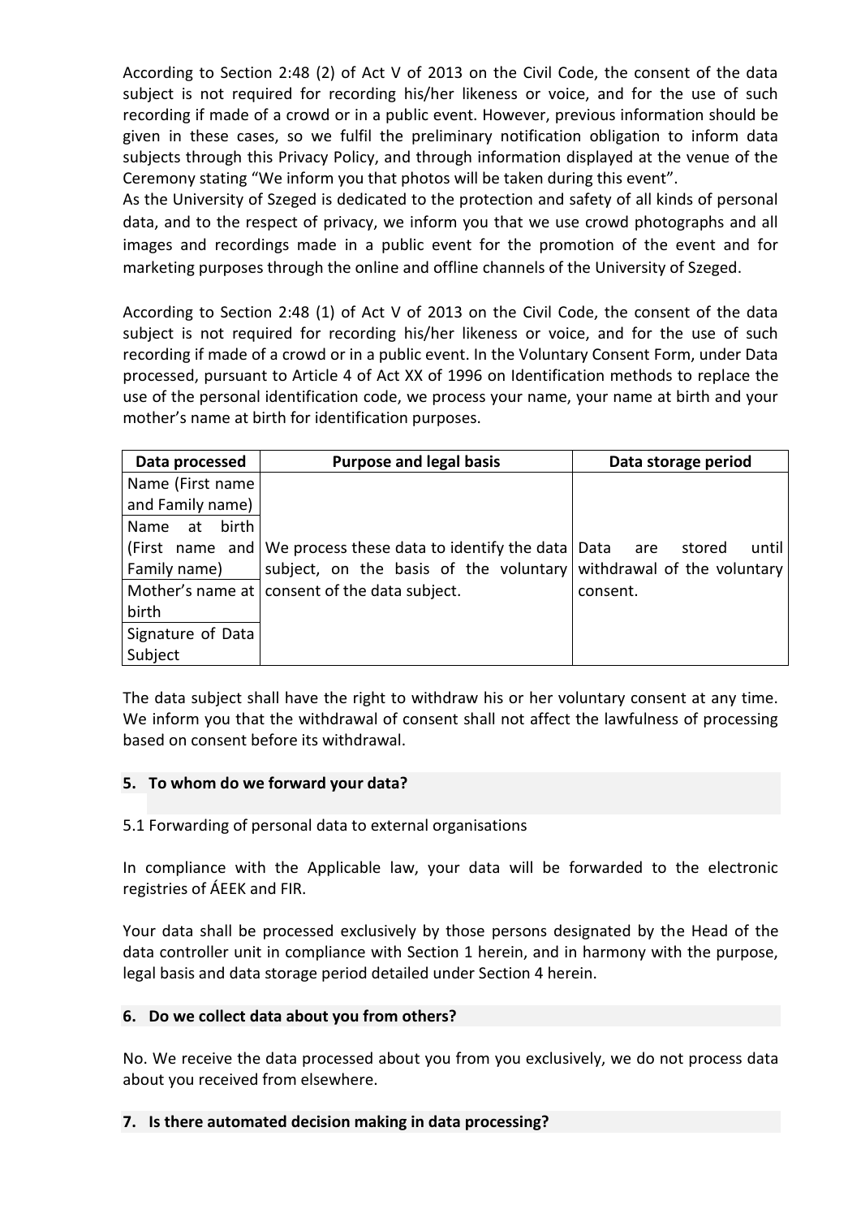According to Section 2:48 (2) of Act V of 2013 on the Civil Code, the consent of the data subject is not required for recording his/her likeness or voice, and for the use of such recording if made of a crowd or in a public event. However, previous information should be given in these cases, so we fulfil the preliminary notification obligation to inform data subjects through this Privacy Policy, and through information displayed at the venue of the Ceremony stating "We inform you that photos will be taken during this event".

As the University of Szeged is dedicated to the protection and safety of all kinds of personal data, and to the respect of privacy, we inform you that we use crowd photographs and all images and recordings made in a public event for the promotion of the event and for marketing purposes through the online and offline channels of the University of Szeged.

According to Section 2:48 (1) of Act V of 2013 on the Civil Code, the consent of the data subject is not required for recording his/her likeness or voice, and for the use of such recording if made of a crowd or in a public event. In the Voluntary Consent Form, under Data processed, pursuant to Article 4 of Act XX of 1996 on Identification methods to replace the use of the personal identification code, we process your name, your name at birth and your mother's name at birth for identification purposes.

| Data processed | Purpose and legal basis | Data storage period |
|---|---|---|
| Name (First name and Family name) | We process these data to identify the data subject, on the basis of the voluntary consent of the data subject. | Data are stored until withdrawal of the voluntary consent. |
| Name at birth (First name and Family name) | | |
| Mother's name at birth | | |
| Signature of Data Subject | | |

The data subject shall have the right to withdraw his or her voluntary consent at any time. We inform you that the withdrawal of consent shall not affect the lawfulness of processing based on consent before its withdrawal.

## 5. To whom do we forward your data?

5.1 Forwarding of personal data to external organisations

In compliance with the Applicable law, your data will be forwarded to the electronic registries of ÁEEK and FIR.

Your data shall be processed exclusively by those persons designated by the Head of the data controller unit in compliance with Section 1 herein, and in harmony with the purpose, legal basis and data storage period detailed under Section 4 herein.

## 6. Do we collect data about you from others?

No. We receive the data processed about you from you exclusively, we do not process data about you received from elsewhere.

## 7. Is there automated decision making in data processing?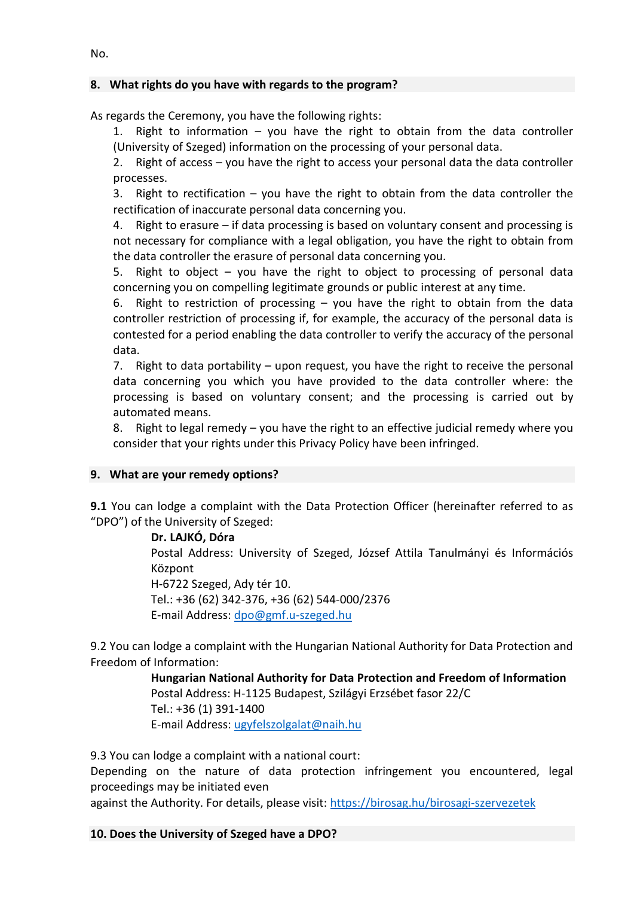No.

## 8. What rights do you have with regards to the program?

As regards the Ceremony, you have the following rights:

1. Right to information – you have the right to obtain from the data controller (University of Szeged) information on the processing of your personal data.
2. Right of access – you have the right to access your personal data the data controller processes.
3. Right to rectification – you have the right to obtain from the data controller the rectification of inaccurate personal data concerning you.
4. Right to erasure – if data processing is based on voluntary consent and processing is not necessary for compliance with a legal obligation, you have the right to obtain from the data controller the erasure of personal data concerning you.
5. Right to object – you have the right to object to processing of personal data concerning you on compelling legitimate grounds or public interest at any time.
6. Right to restriction of processing – you have the right to obtain from the data controller restriction of processing if, for example, the accuracy of the personal data is contested for a period enabling the data controller to verify the accuracy of the personal data.
7. Right to data portability – upon request, you have the right to receive the personal data concerning you which you have provided to the data controller where: the processing is based on voluntary consent; and the processing is carried out by automated means.
8. Right to legal remedy – you have the right to an effective judicial remedy where you consider that your rights under this Privacy Policy have been infringed.

## 9. What are your remedy options?

**9.1** You can lodge a complaint with the Data Protection Officer (hereinafter referred to as "DPO") of the University of Szeged:

> **Dr. LAJKÓ, Dóra**
> Postal Address: University of Szeged, József Attila Tanulmányi és Információs Központ
> H-6722 Szeged, Ady tér 10.
> Tel.: +36 (62) 342-376, +36 (62) 544-000/2376
> E-mail Address: dpo@gmf.u-szeged.hu

9.2 You can lodge a complaint with the Hungarian National Authority for Data Protection and Freedom of Information:

> **Hungarian National Authority for Data Protection and Freedom of Information**
> Postal Address: H-1125 Budapest, Szilágyi Erzsébet fasor 22/C
> Tel.: +36 (1) 391-1400
> E-mail Address: ugyfelszolgalat@naih.hu

9.3 You can lodge a complaint with a national court:
Depending on the nature of data protection infringement you encountered, legal proceedings may be initiated even
against the Authority. For details, please visit: https://birosag.hu/birosagi-szervezetek

## 10. Does the University of Szeged have a DPO?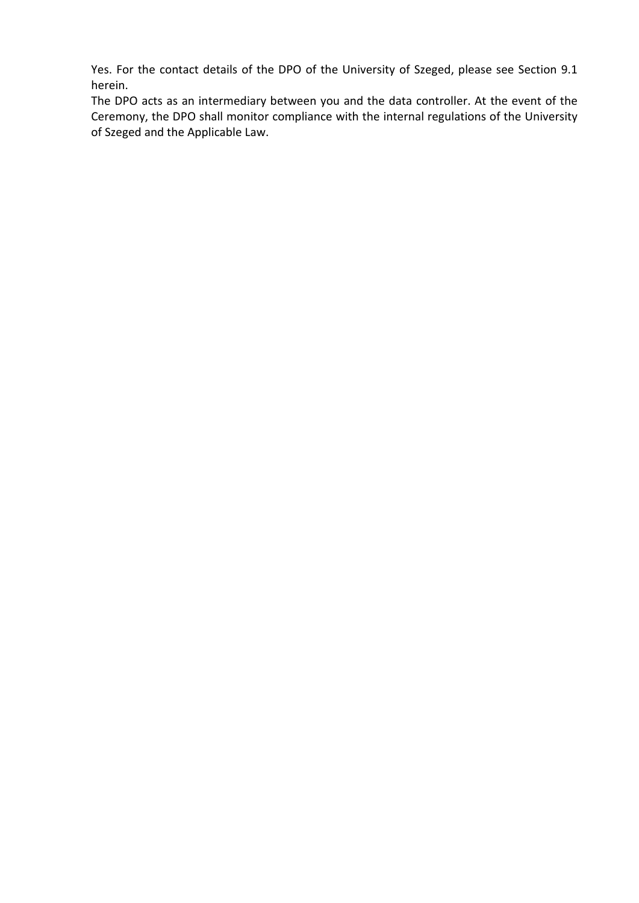Yes. For the contact details of the DPO of the University of Szeged, please see Section 9.1 herein.

The DPO acts as an intermediary between you and the data controller. At the event of the Ceremony, the DPO shall monitor compliance with the internal regulations of the University of Szeged and the Applicable Law.